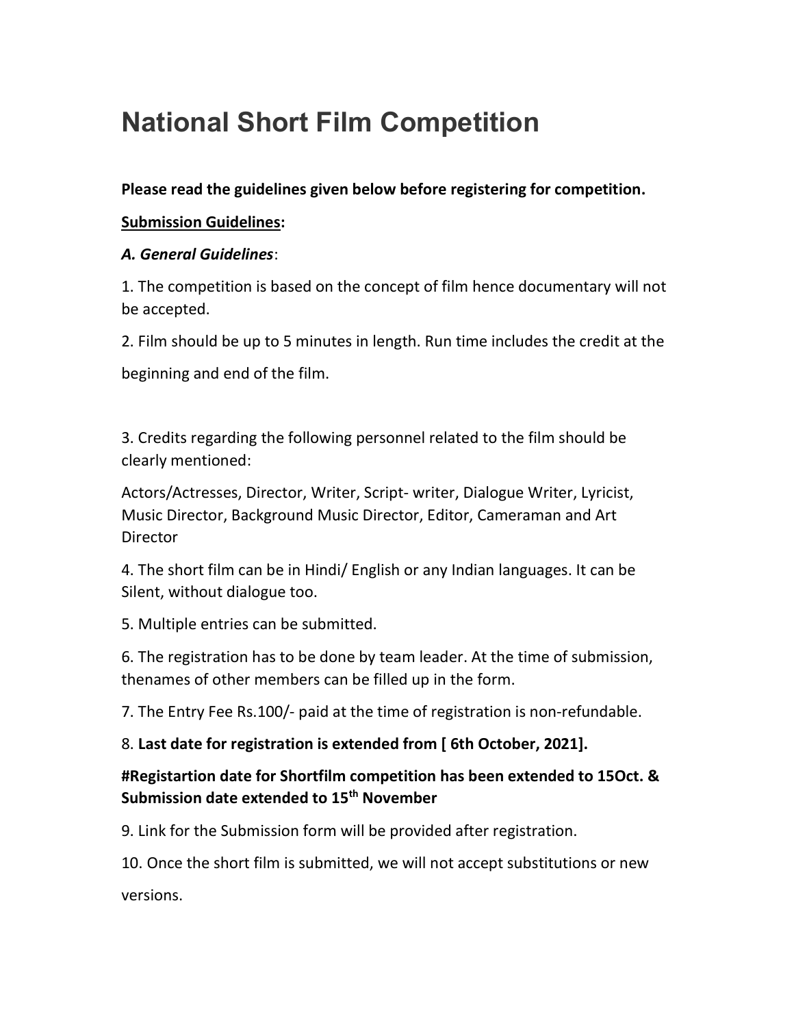# National Short Film Competition

**Please read the guidelines given below before registering for competition.**

**<u>Submission Guidelines</u>:**

***A. General Guidelines***:

1. The competition is based on the concept of film hence documentary will not be accepted.

2. Film should be up to 5 minutes in length. Run time includes the credit at the beginning and end of the film.

3. Credits regarding the following personnel related to the film should be clearly mentioned:

Actors/Actresses, Director, Writer, Script- writer, Dialogue Writer, Lyricist, Music Director, Background Music Director, Editor, Cameraman and Art Director

4. The short film can be in Hindi/ English or any Indian languages. It can be Silent, without dialogue too.

5. Multiple entries can be submitted.

6. The registration has to be done by team leader. At the time of submission, thenames of other members can be filled up in the form.

7. The Entry Fee Rs.100/- paid at the time of registration is non-refundable.

8. **Last date for registration is extended from [ 6th October, 2021].**

**#Registartion date for Shortfilm competition has been extended to 15Oct. & Submission date extended to 15th November**

9. Link for the Submission form will be provided after registration.

10. Once the short film is submitted, we will not accept substitutions or new versions.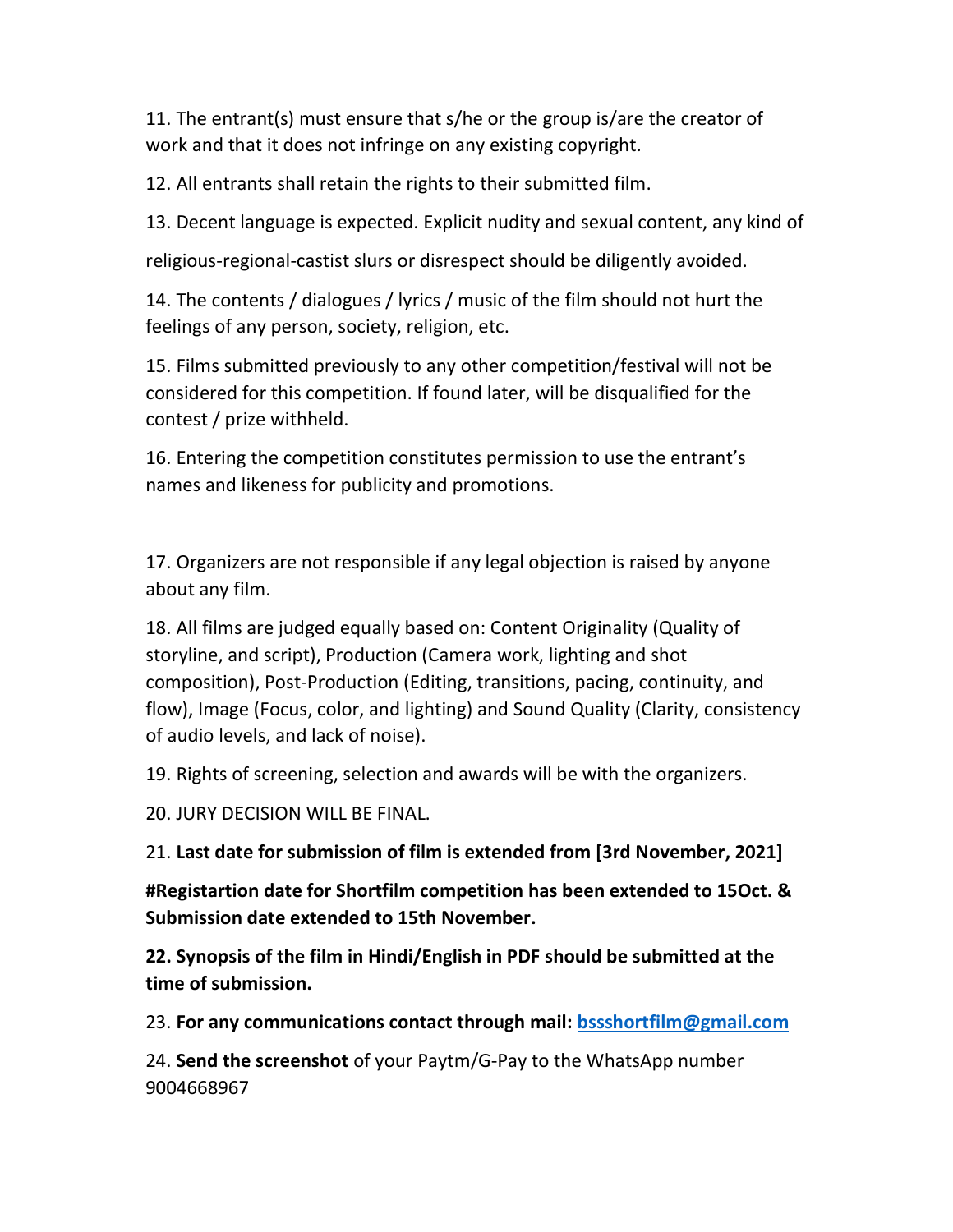11. The entrant(s) must ensure that s/he or the group is/are the creator of work and that it does not infringe on any existing copyright.

12. All entrants shall retain the rights to their submitted film.

13. Decent language is expected. Explicit nudity and sexual content, any kind of religious-regional-castist slurs or disrespect should be diligently avoided.

14. The contents / dialogues / lyrics / music of the film should not hurt the feelings of any person, society, religion, etc.

15. Films submitted previously to any other competition/festival will not be considered for this competition. If found later, will be disqualified for the contest / prize withheld.

16. Entering the competition constitutes permission to use the entrant's names and likeness for publicity and promotions.

17. Organizers are not responsible if any legal objection is raised by anyone about any film.

18. All films are judged equally based on: Content Originality (Quality of storyline, and script), Production (Camera work, lighting and shot composition), Post-Production (Editing, transitions, pacing, continuity, and flow), Image (Focus, color, and lighting) and Sound Quality (Clarity, consistency of audio levels, and lack of noise).

19. Rights of screening, selection and awards will be with the organizers.

20. JURY DECISION WILL BE FINAL.

21. **Last date for submission of film is extended from [3rd November, 2021]**

**#Registartion date for Shortfilm competition has been extended to 15Oct. & Submission date extended to 15th November.**

**22. Synopsis of the film in Hindi/English in PDF should be submitted at the time of submission.**

23. **For any communications contact through mail: [bssshortfilm@gmail.com](mailto:bssshortfilm@gmail.com)**

24. **Send the screenshot** of your Paytm/G-Pay to the WhatsApp number 9004668967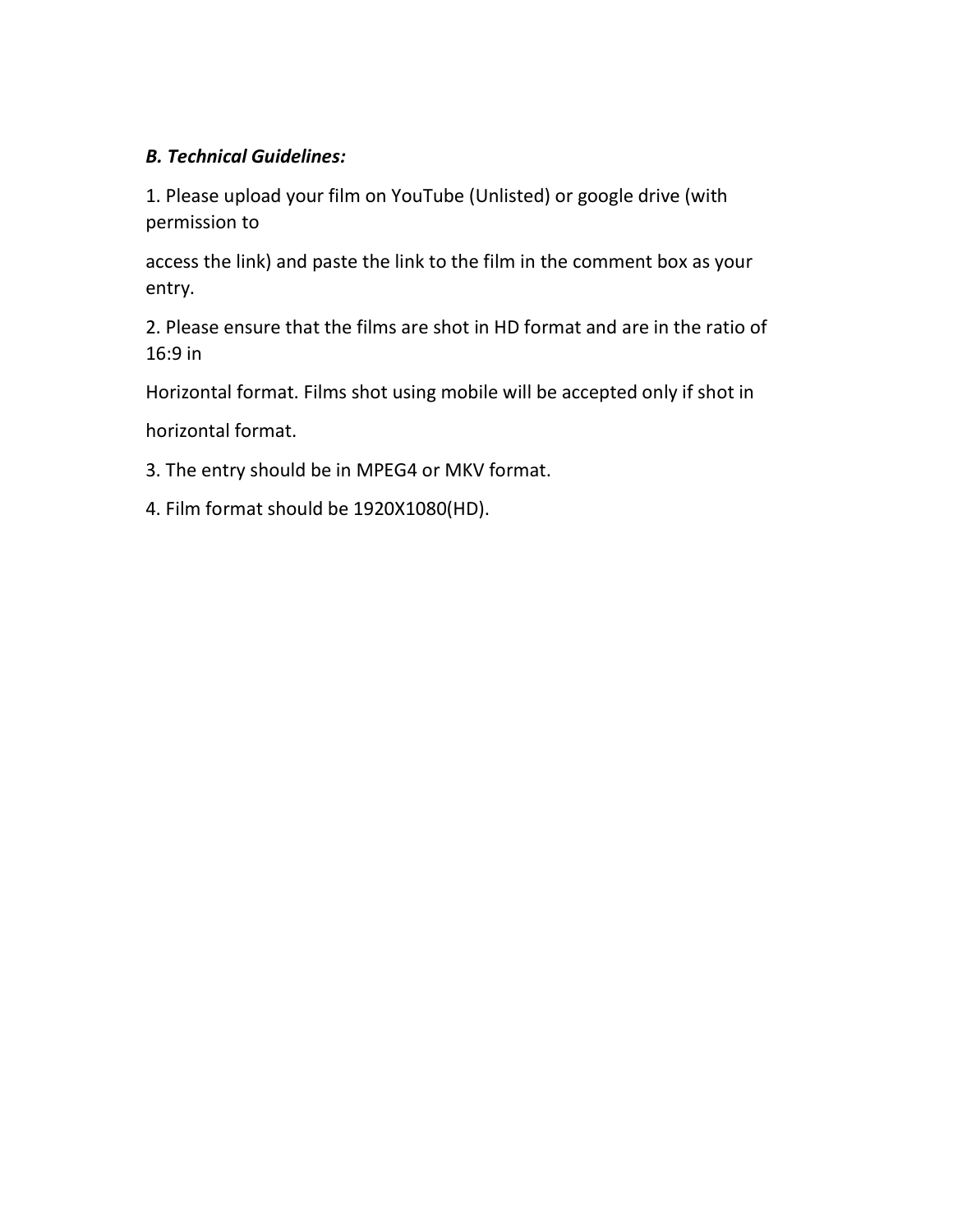***B. Technical Guidelines:***

1. Please upload your film on YouTube (Unlisted) or google drive (with permission to access the link) and paste the link to the film in the comment box as your entry.
2. Please ensure that the films are shot in HD format and are in the ratio of 16:9 in Horizontal format. Films shot using mobile will be accepted only if shot in horizontal format.
3. The entry should be in MPEG4 or MKV format.
4. Film format should be 1920X1080(HD).